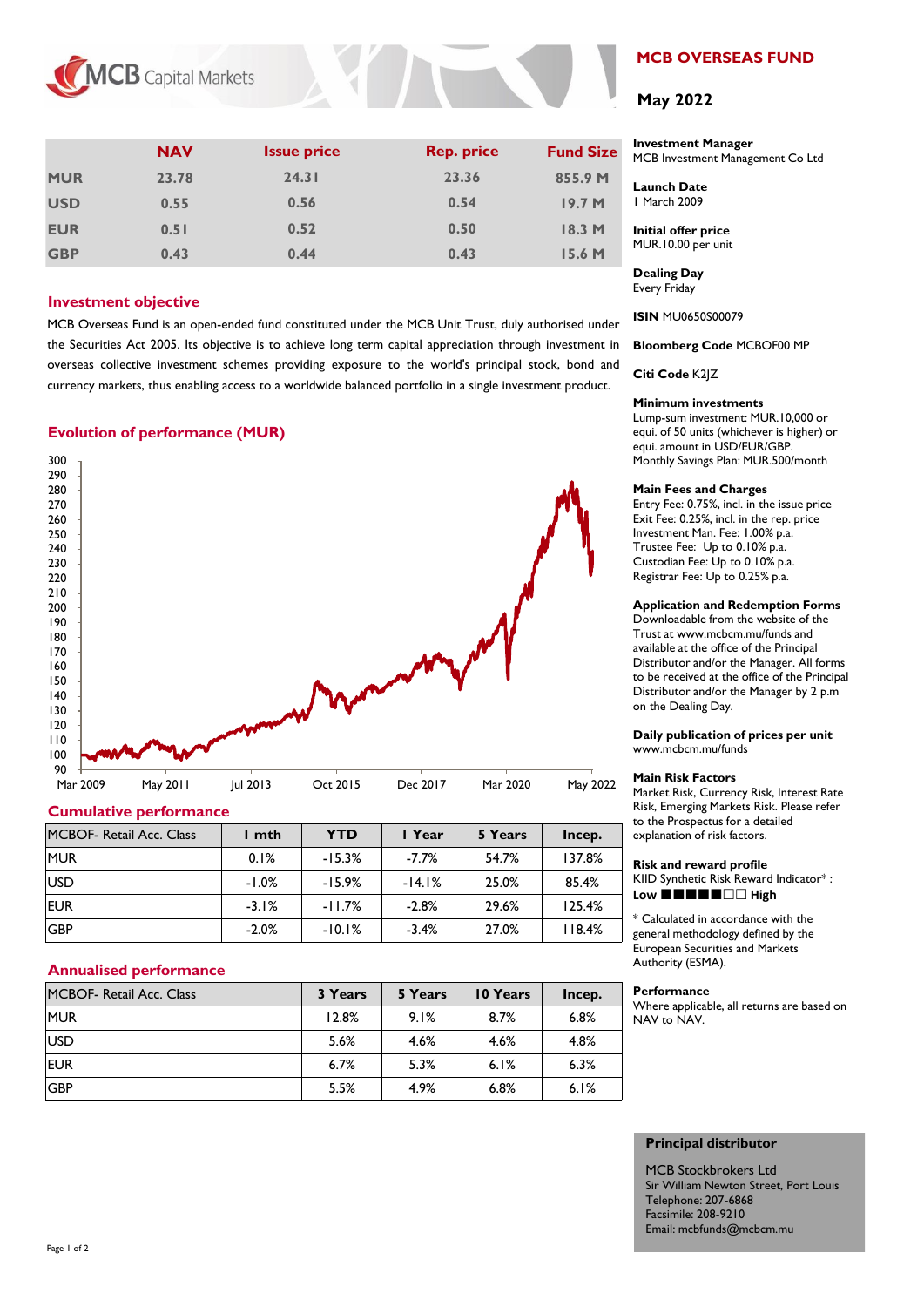# MCB OVERSEAS FUND

## May 2022

| | NAV | Issue price | Rep. price | Fund Size |
|---|---|---|---|---|
| MUR | 23.78 | 24.31 | 23.36 | 855.9 M |
| USD | 0.55 | 0.56 | 0.54 | 19.7 M |
| EUR | 0.51 | 0.52 | 0.50 | 18.3 M |
| GBP | 0.43 | 0.44 | 0.43 | 15.6 M |

### Investment objective

MCB Overseas Fund is an open-ended fund constituted under the MCB Unit Trust, duly authorised under the Securities Act 2005. Its objective is to achieve long term capital appreciation through investment in overseas collective investment schemes providing exposure to the world's principal stock, bond and currency markets, thus enabling access to a worldwide balanced portfolio in a single investment product.

### Evolution of performance (MUR)

### Cumulative performance

| MCBOF- Retail Acc. Class | 1 mth | YTD | 1 Year | 5 Years | Incep. |
|---|---|---|---|---|---|
| MUR | 0.1% | -15.3% | -7.7% | 54.7% | 137.8% |
| USD | -1.0% | -15.9% | -14.1% | 25.0% | 85.4% |
| EUR | -3.1% | -11.7% | -2.8% | 29.6% | 125.4% |
| GBP | -2.0% | -10.1% | -3.4% | 27.0% | 118.4% |

### Annualised performance

| MCBOF- Retail Acc. Class | 3 Years | 5 Years | 10 Years | Incep. |
|---|---|---|---|---|
| MUR | 12.8% | 9.1% | 8.7% | 6.8% |
| USD | 5.6% | 4.6% | 4.6% | 4.8% |
| EUR | 6.7% | 5.3% | 6.1% | 6.3% |
| GBP | 5.5% | 4.9% | 6.8% | 6.1% |

**Investment Manager**
MCB Investment Management Co Ltd

**Launch Date**
1 March 2009

**Initial offer price**
MUR.10.00 per unit

**Dealing Day**
Every Friday

**ISIN** MU0650S00079

**Bloomberg Code** MCBOF00 MP

**Citi Code** K2JZ

**Minimum investments**
Lump-sum investment: MUR.10,000 or equi. of 50 units (whichever is higher) or equi. amount in USD/EUR/GBP.
Monthly Savings Plan: MUR.500/month

**Main Fees and Charges**
Entry Fee: 0.75%, incl. in the issue price
Exit Fee: 0.25%, incl. in the rep. price
Investment Man. Fee: 1.00% p.a.
Trustee Fee: Up to 0.10% p.a.
Custodian Fee: Up to 0.10% p.a.
Registrar Fee: Up to 0.25% p.a.

**Application and Redemption Forms**
Downloadable from the website of the Trust at www.mcbcm.mu/funds and available at the office of the Principal Distributor and/or the Manager. All forms to be received at the office of the Principal Distributor and/or the Manager by 2 p.m on the Dealing Day.

**Daily publication of prices per unit**
www.mcbcm.mu/funds

**Main Risk Factors**
Market Risk, Currency Risk, Interest Rate Risk, Emerging Markets Risk. Please refer to the Prospectus for a detailed explanation of risk factors.

**Risk and reward profile**
KIID Synthetic Risk Reward Indicator* :
Low ■■■■■□□ High

* Calculated in accordance with the general methodology defined by the European Securities and Markets Authority (ESMA).

**Performance**
Where applicable, all returns are based on NAV to NAV.

**Principal distributor**

MCB Stockbrokers Ltd
Sir William Newton Street, Port Louis
Telephone: 207-6868
Facsimile: 208-9210
Email: mcbfunds@mcbcm.mu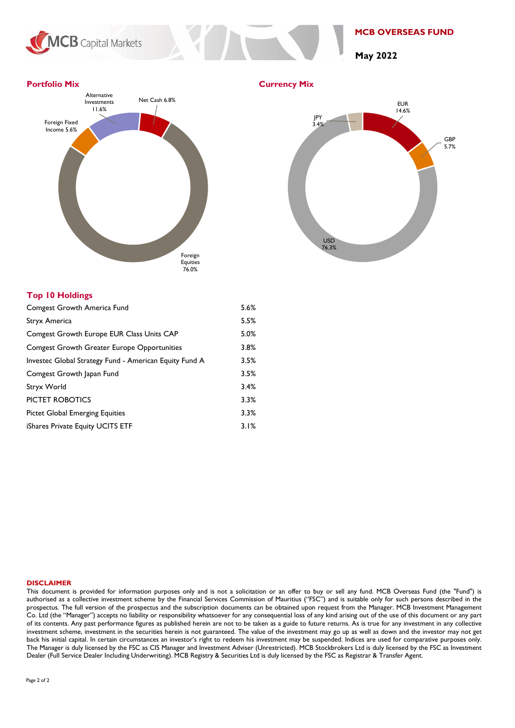# MCB OVERSEAS FUND

**May 2022**

## Portfolio Mix

Alternative Investments 11.6%
Net Cash 6.8%
Foreign Fixed Income 5.6%
Foreign Equities 76.0%

## Currency Mix

EUR 14.6%
JPY 3.4%
GBP 5.7%
USD 76.3%

## Top 10 Holdings

| | |
|---|---|
| Comgest Growth America Fund | 5.6% |
| Stryx America | 5.5% |
| Comgest Growth Europe EUR Class Units CAP | 5.0% |
| Comgest Growth Greater Europe Opportunities | 3.8% |
| Investec Global Strategy Fund - American Equity Fund A | 3.5% |
| Comgest Growth Japan Fund | 3.5% |
| Stryx World | 3.4% |
| PICTET ROBOTICS | 3.3% |
| Pictet Global Emerging Equities | 3.3% |
| iShares Private Equity UCITS ETF | 3.1% |

### DISCLAIMER

This document is provided for information purposes only and is not a solicitation or an offer to buy or sell any fund. MCB Overseas Fund (the "Fund") is authorised as a collective investment scheme by the Financial Services Commission of Mauritius ("FSC") and is suitable only for such persons described in the prospectus. The full version of the prospectus and the subscription documents can be obtained upon request from the Manager. MCB Investment Management Co. Ltd (the "Manager") accepts no liability or responsibility whatsoever for any consequential loss of any kind arising out of the use of this document or any part of its contents. Any past performance figures as published herein are not to be taken as a guide to future returns. As is true for any investment in any collective investment scheme, investment in the securities herein is not guaranteed. The value of the investment may go up as well as down and the investor may not get back his initial capital. In certain circumstances an investor's right to redeem his investment may be suspended. Indices are used for comparative purposes only. The Manager is duly licensed by the FSC as CIS Manager and Investment Adviser (Unrestricted). MCB Stockbrokers Ltd is duly licensed by the FSC as Investment Dealer (Full Service Dealer Including Underwriting). MCB Registry & Securities Ltd is duly licensed by the FSC as Registrar & Transfer Agent.